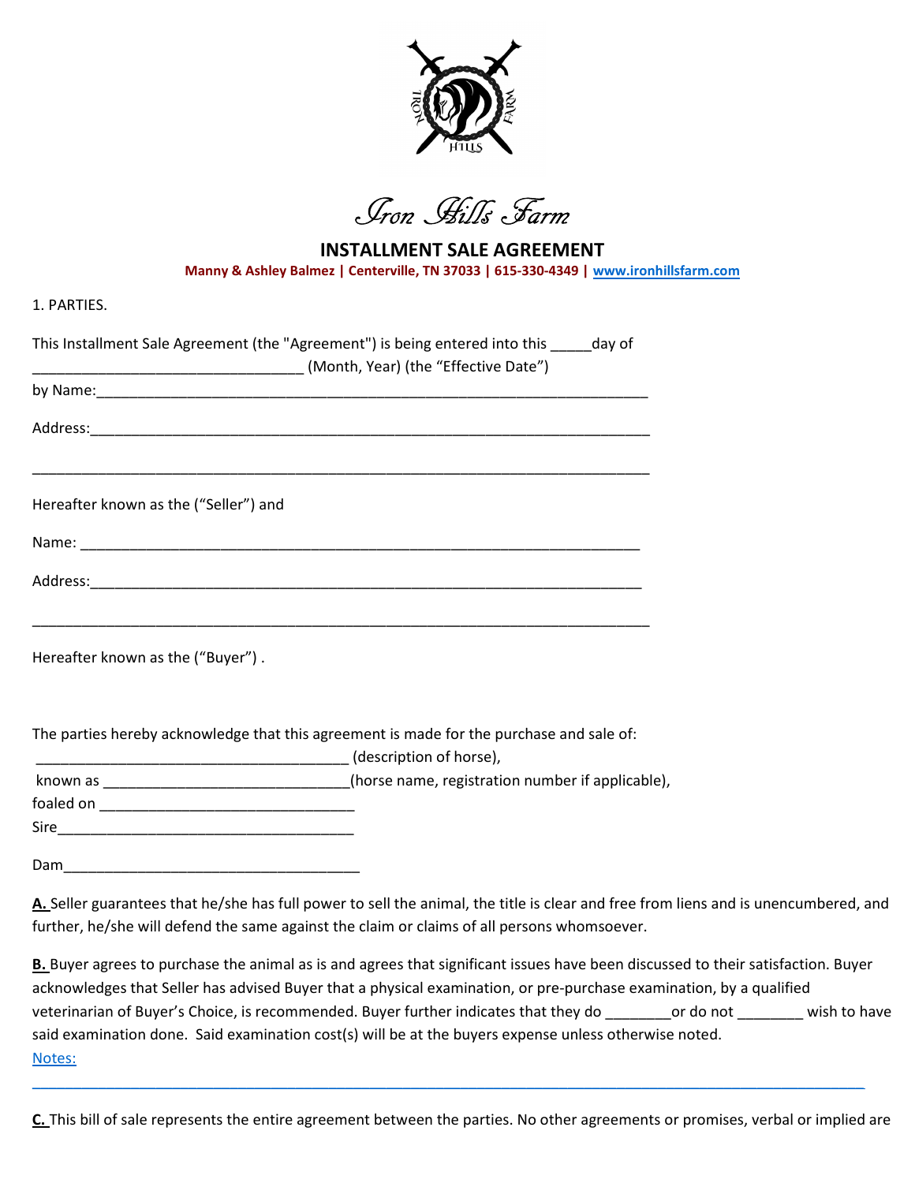# Iron Hills Farm

## INSTALLMENT SALE AGREEMENT

**Manny & Ashley Balmez | Centerville, TN 37033 | 615-330-4349 | [www.ironhillsfarm.com](http://www.ironhillsfarm.com)**

1. PARTIES.

This Installment Sale Agreement (the "Agreement") is being entered into this _____day of ________________________________ (Month, Year) (the "Effective Date")

by Name:_____________________________________________________________________

Address:_____________________________________________________________________

_____________________________________________________________________________

Hereafter known as the ("Seller") and

Name: ______________________________________________________________________

Address:____________________________________________________________________

_____________________________________________________________________________

Hereafter known as the ("Buyer") .

The parties hereby acknowledge that this agreement is made for the purchase and sale of:

_____________________________________ (description of horse),

known as ____________________________(horse name, registration number if applicable),

foaled on ______________________________

Sire____________________________________

Dam____________________________________

**A.** Seller guarantees that he/she has full power to sell the animal, the title is clear and free from liens and is unencumbered, and further, he/she will defend the same against the claim or claims of all persons whomsoever.

**B.** Buyer agrees to purchase the animal as is and agrees that significant issues have been discussed to their satisfaction. Buyer acknowledges that Seller has advised Buyer that a physical examination, or pre-purchase examination, by a qualified veterinarian of Buyer's Choice, is recommended. Buyer further indicates that they do ________or do not ________ wish to have said examination done. Said examination cost(s) will be at the buyers expense unless otherwise noted.

Notes: ______________________________________________________________________________________

**C.** This bill of sale represents the entire agreement between the parties. No other agreements or promises, verbal or implied are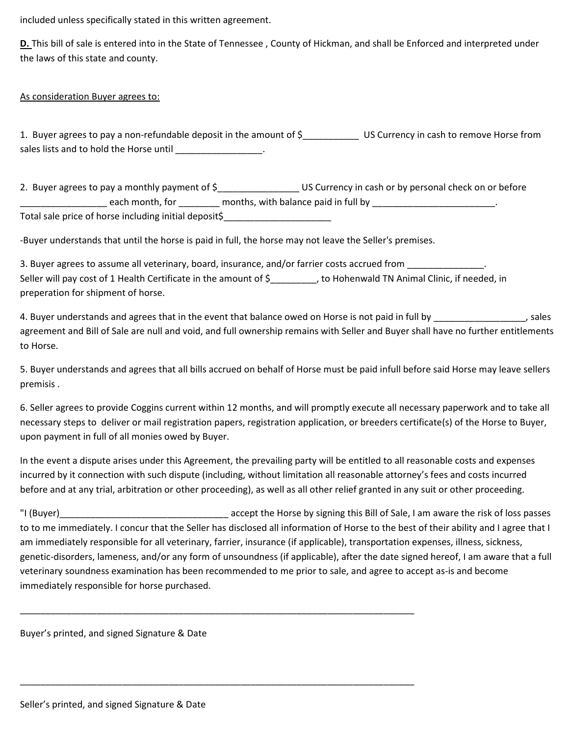included unless specifically stated in this written agreement.

**D.** This bill of sale is entered into in the State of Tennessee , County of Hickman, and shall be Enforced and interpreted under the laws of this state and county.

As consideration Buyer agrees to:

1. Buyer agrees to pay a non-refundable deposit in the amount of $___________ US Currency in cash to remove Horse from sales lists and to hold the Horse until _________________.

2. Buyer agrees to pay a monthly payment of $________________ US Currency in cash or by personal check on or before _________________ each month, for ________ months, with balance paid in full by ________________________.
Total sale price of horse including initial deposit$_____________________

-Buyer understands that until the horse is paid in full, the horse may not leave the Seller's premises.

3. Buyer agrees to assume all veterinary, board, insurance, and/or farrier costs accrued from _______________.
Seller will pay cost of 1 Health Certificate in the amount of $_________, to Hohenwald TN Animal Clinic, if needed, in preperation for shipment of horse.

4. Buyer understands and agrees that in the event that balance owed on Horse is not paid in full by __________________, sales agreement and Bill of Sale are null and void, and full ownership remains with Seller and Buyer shall have no further entitlements to Horse.

5. Buyer understands and agrees that all bills accrued on behalf of Horse must be paid infull before said Horse may leave sellers premisis .

6. Seller agrees to provide Coggins current within 12 months, and will promptly execute all necessary paperwork and to take all necessary steps to deliver or mail registration papers, registration application, or breeders certificate(s) of the Horse to Buyer, upon payment in full of all monies owed by Buyer.

In the event a dispute arises under this Agreement, the prevailing party will be entitled to all reasonable costs and expenses incurred by it connection with such dispute (including, without limitation all reasonable attorney's fees and costs incurred before and at any trial, arbitration or other proceeding), as well as all other relief granted in any suit or other proceeding.

"I (Buyer)_________________________________ accept the Horse by signing this Bill of Sale, I am aware the risk of loss passes to to me immediately. I concur that the Seller has disclosed all information of Horse to the best of their ability and I agree that I am immediately responsible for all veterinary, farrier, insurance (if applicable), transportation expenses, illness, sickness, genetic-disorders, lameness, and/or any form of unsoundness (if applicable), after the date signed hereof, I am aware that a full veterinary soundness examination has been recommended to me prior to sale, and agree to accept as-is and become immediately responsible for horse purchased.

________________________________________________________________________________

Buyer's printed, and signed Signature & Date

________________________________________________________________________________

Seller's printed, and signed Signature & Date